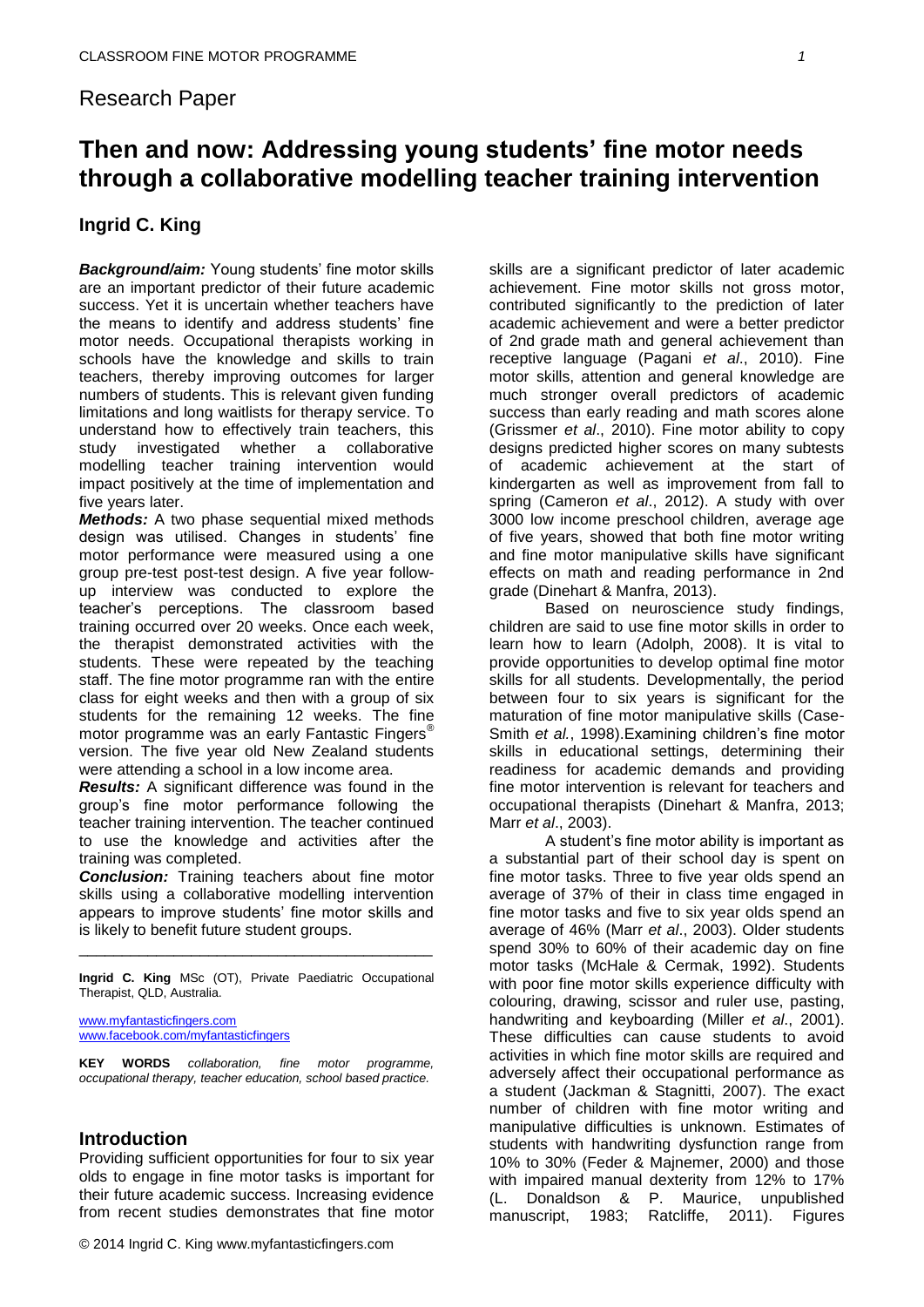Research Paper

# Then and now: Addressing young students' fine motor needs through a collaborative modelling teacher training intervention

**Ingrid C. King**

***Background/aim:*** Young students' fine motor skills are an important predictor of their future academic success. Yet it is uncertain whether teachers have the means to identify and address students' fine motor needs. Occupational therapists working in schools have the knowledge and skills to train teachers, thereby improving outcomes for larger numbers of students. This is relevant given funding limitations and long waitlists for therapy service. To understand how to effectively train teachers, this study investigated whether a collaborative modelling teacher training intervention would impact positively at the time of implementation and five years later.

***Methods:*** A two phase sequential mixed methods design was utilised. Changes in students' fine motor performance were measured using a one group pre-test post-test design. A five year follow-up interview was conducted to explore the teacher's perceptions. The classroom based training occurred over 20 weeks. Once each week, the therapist demonstrated activities with the students. These were repeated by the teaching staff. The fine motor programme ran with the entire class for eight weeks and then with a group of six students for the remaining 12 weeks. The fine motor programme was an early Fantastic Fingers® version. The five year old New Zealand students were attending a school in a low income area.

***Results:*** A significant difference was found in the group's fine motor performance following the teacher training intervention. The teacher continued to use the knowledge and activities after the training was completed.

***Conclusion:*** Training teachers about fine motor skills using a collaborative modelling intervention appears to improve students' fine motor skills and is likely to benefit future student groups.

---

**Ingrid C. King** MSc (OT), Private Paediatric Occupational Therapist, QLD, Australia.

www.myfantasticfingers.com
www.facebook.com/myfantasticfingers

**KEY WORDS** *collaboration, fine motor programme, occupational therapy, teacher education, school based practice.*

## Introduction

Providing sufficient opportunities for four to six year olds to engage in fine motor tasks is important for their future academic success. Increasing evidence from recent studies demonstrates that fine motor skills are a significant predictor of later academic achievement. Fine motor skills not gross motor, contributed significantly to the prediction of later academic achievement and were a better predictor of 2nd grade math and general achievement than receptive language (Pagani *et al*., 2010). Fine motor skills, attention and general knowledge are much stronger overall predictors of academic success than early reading and math scores alone (Grissmer *et al*., 2010). Fine motor ability to copy designs predicted higher scores on many subtests of academic achievement at the start of kindergarten as well as improvement from fall to spring (Cameron *et al*., 2012). A study with over 3000 low income preschool children, average age of five years, showed that both fine motor writing and fine motor manipulative skills have significant effects on math and reading performance in 2nd grade (Dinehart & Manfra, 2013).

Based on neuroscience study findings, children are said to use fine motor skills in order to learn how to learn (Adolph, 2008). It is vital to provide opportunities to develop optimal fine motor skills for all students. Developmentally, the period between four to six years is significant for the maturation of fine motor manipulative skills (Case-Smith *et al.*, 1998).Examining children's fine motor skills in educational settings, determining their readiness for academic demands and providing fine motor intervention is relevant for teachers and occupational therapists (Dinehart & Manfra, 2013; Marr *et al*., 2003).

A student's fine motor ability is important as a substantial part of their school day is spent on fine motor tasks. Three to five year olds spend an average of 37% of their in class time engaged in fine motor tasks and five to six year olds spend an average of 46% (Marr *et al*., 2003). Older students spend 30% to 60% of their academic day on fine motor tasks (McHale & Cermak, 1992). Students with poor fine motor skills experience difficulty with colouring, drawing, scissor and ruler use, pasting, handwriting and keyboarding (Miller *et al*., 2001). These difficulties can cause students to avoid activities in which fine motor skills are required and adversely affect their occupational performance as a student (Jackman & Stagnitti, 2007). The exact number of children with fine motor writing and manipulative difficulties is unknown. Estimates of students with handwriting dysfunction range from 10% to 30% (Feder & Majnemer, 2000) and those with impaired manual dexterity from 12% to 17% (L. Donaldson & P. Maurice, unpublished manuscript, 1983; Ratcliffe, 2011). Figures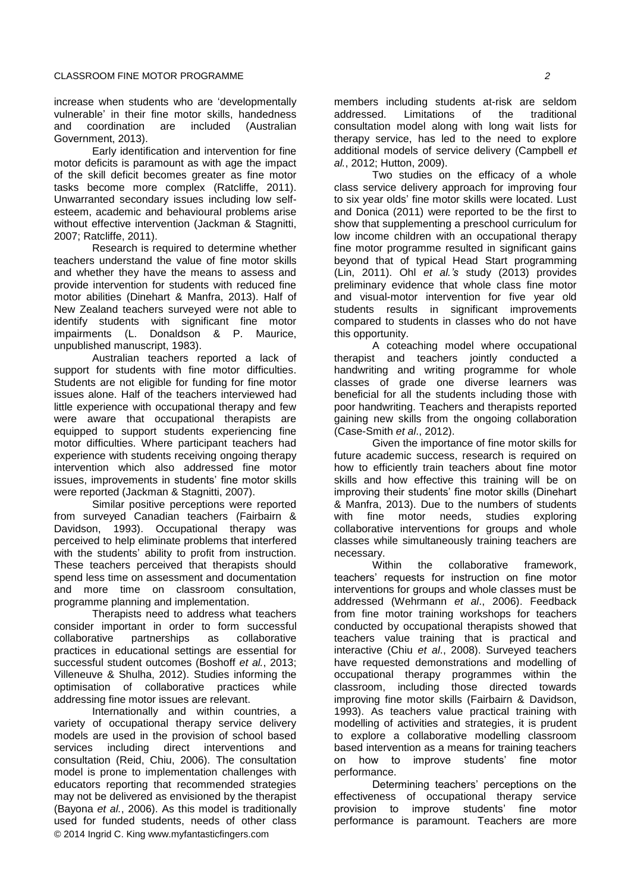increase when students who are 'developmentally vulnerable' in their fine motor skills, handedness and coordination are included (Australian Government, 2013).

Early identification and intervention for fine motor deficits is paramount as with age the impact of the skill deficit becomes greater as fine motor tasks become more complex (Ratcliffe, 2011). Unwarranted secondary issues including low self-esteem, academic and behavioural problems arise without effective intervention (Jackman & Stagnitti, 2007; Ratcliffe, 2011).

Research is required to determine whether teachers understand the value of fine motor skills and whether they have the means to assess and provide intervention for students with reduced fine motor abilities (Dinehart & Manfra, 2013). Half of New Zealand teachers surveyed were not able to identify students with significant fine motor impairments (L. Donaldson & P. Maurice, unpublished manuscript, 1983).

Australian teachers reported a lack of support for students with fine motor difficulties. Students are not eligible for funding for fine motor issues alone. Half of the teachers interviewed had little experience with occupational therapy and few were aware that occupational therapists are equipped to support students experiencing fine motor difficulties. Where participant teachers had experience with students receiving ongoing therapy intervention which also addressed fine motor issues, improvements in students' fine motor skills were reported (Jackman & Stagnitti, 2007).

Similar positive perceptions were reported from surveyed Canadian teachers (Fairbairn & Davidson, 1993). Occupational therapy was perceived to help eliminate problems that interfered with the students' ability to profit from instruction. These teachers perceived that therapists should spend less time on assessment and documentation and more time on classroom consultation, programme planning and implementation.

Therapists need to address what teachers consider important in order to form successful collaborative partnerships as collaborative practices in educational settings are essential for successful student outcomes (Boshoff *et al.*, 2013; Villeneuve & Shulha, 2012). Studies informing the optimisation of collaborative practices while addressing fine motor issues are relevant.

Internationally and within countries, a variety of occupational therapy service delivery models are used in the provision of school based services including direct interventions and consultation (Reid, Chiu, 2006). The consultation model is prone to implementation challenges with educators reporting that recommended strategies may not be delivered as envisioned by the therapist (Bayona *et al.*, 2006). As this model is traditionally used for funded students, needs of other class members including students at-risk are seldom addressed. Limitations of the traditional consultation model along with long wait lists for therapy service, has led to the need to explore additional models of service delivery (Campbell *et al.*, 2012; Hutton, 2009).

Two studies on the efficacy of a whole class service delivery approach for improving four to six year olds' fine motor skills were located. Lust and Donica (2011) were reported to be the first to show that supplementing a preschool curriculum for low income children with an occupational therapy fine motor programme resulted in significant gains beyond that of typical Head Start programming (Lin, 2011). Ohl *et al.'s* study (2013) provides preliminary evidence that whole class fine motor and visual-motor intervention for five year old students results in significant improvements compared to students in classes who do not have this opportunity.

A coteaching model where occupational therapist and teachers jointly conducted a handwriting and writing programme for whole classes of grade one diverse learners was beneficial for all the students including those with poor handwriting. Teachers and therapists reported gaining new skills from the ongoing collaboration (Case-Smith *et al*., 2012).

Given the importance of fine motor skills for future academic success, research is required on how to efficiently train teachers about fine motor skills and how effective this training will be on improving their students' fine motor skills (Dinehart & Manfra, 2013). Due to the numbers of students with fine motor needs, studies exploring collaborative interventions for groups and whole classes while simultaneously training teachers are necessary.

Within the collaborative framework, teachers' requests for instruction on fine motor interventions for groups and whole classes must be addressed (Wehrmann *et al*., 2006). Feedback from fine motor training workshops for teachers conducted by occupational therapists showed that teachers value training that is practical and interactive (Chiu *et al*., 2008). Surveyed teachers have requested demonstrations and modelling of occupational therapy programmes within the classroom, including those directed towards improving fine motor skills (Fairbairn & Davidson, 1993). As teachers value practical training with modelling of activities and strategies, it is prudent to explore a collaborative modelling classroom based intervention as a means for training teachers on how to improve students' fine motor performance.

Determining teachers' perceptions on the effectiveness of occupational therapy service provision to improve students' fine motor performance is paramount. Teachers are more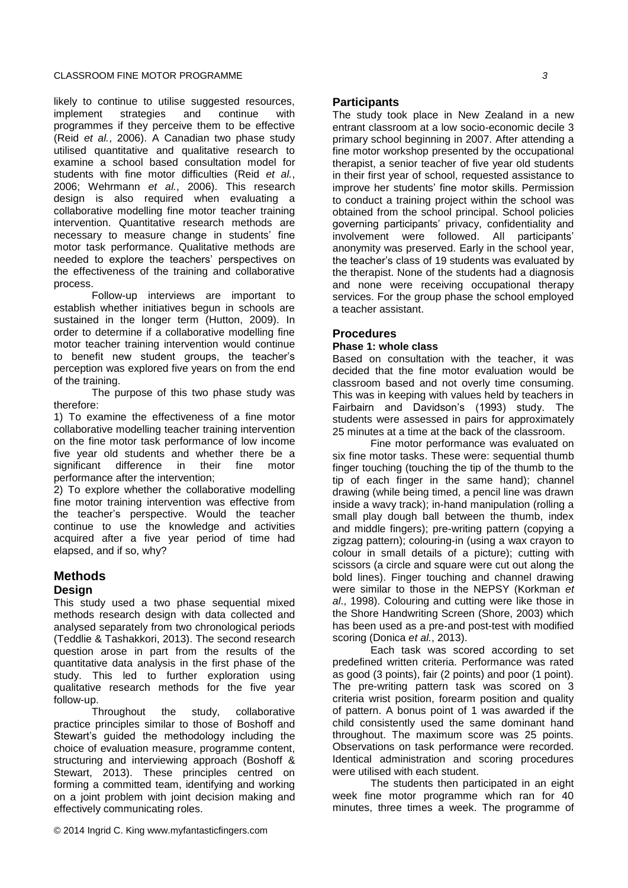likely to continue to utilise suggested resources, implement strategies and continue with programmes if they perceive them to be effective (Reid *et al.*, 2006). A Canadian two phase study utilised quantitative and qualitative research to examine a school based consultation model for students with fine motor difficulties (Reid *et al.*, 2006; Wehrmann *et al.*, 2006). This research design is also required when evaluating a collaborative modelling fine motor teacher training intervention. Quantitative research methods are necessary to measure change in students' fine motor task performance. Qualitative methods are needed to explore the teachers' perspectives on the effectiveness of the training and collaborative process.

Follow-up interviews are important to establish whether initiatives begun in schools are sustained in the longer term (Hutton, 2009). In order to determine if a collaborative modelling fine motor teacher training intervention would continue to benefit new student groups, the teacher's perception was explored five years on from the end of the training.

The purpose of this two phase study was therefore:

1) To examine the effectiveness of a fine motor collaborative modelling teacher training intervention on the fine motor task performance of low income five year old students and whether there be a significant difference in their fine motor performance after the intervention;

2) To explore whether the collaborative modelling fine motor training intervention was effective from the teacher's perspective. Would the teacher continue to use the knowledge and activities acquired after a five year period of time had elapsed, and if so, why?

# Methods

## Design

This study used a two phase sequential mixed methods research design with data collected and analysed separately from two chronological periods (Teddlie & Tashakkori, 2013). The second research question arose in part from the results of the quantitative data analysis in the first phase of the study. This led to further exploration using qualitative research methods for the five year follow-up.

Throughout the study, collaborative practice principles similar to those of Boshoff and Stewart's guided the methodology including the choice of evaluation measure, programme content, structuring and interviewing approach (Boshoff & Stewart, 2013). These principles centred on forming a committed team, identifying and working on a joint problem with joint decision making and effectively communicating roles.

## Participants

The study took place in New Zealand in a new entrant classroom at a low socio-economic decile 3 primary school beginning in 2007. After attending a fine motor workshop presented by the occupational therapist, a senior teacher of five year old students in their first year of school, requested assistance to improve her students' fine motor skills. Permission to conduct a training project within the school was obtained from the school principal. School policies governing participants' privacy, confidentiality and involvement were followed. All participants' anonymity was preserved. Early in the school year, the teacher's class of 19 students was evaluated by the therapist. None of the students had a diagnosis and none were receiving occupational therapy services. For the group phase the school employed a teacher assistant.

## Procedures

### Phase 1: whole class

Based on consultation with the teacher, it was decided that the fine motor evaluation would be classroom based and not overly time consuming. This was in keeping with values held by teachers in Fairbairn and Davidson's (1993) study. The students were assessed in pairs for approximately 25 minutes at a time at the back of the classroom.

Fine motor performance was evaluated on six fine motor tasks. These were: sequential thumb finger touching (touching the tip of the thumb to the tip of each finger in the same hand); channel drawing (while being timed, a pencil line was drawn inside a wavy track); in-hand manipulation (rolling a small play dough ball between the thumb, index and middle fingers); pre-writing pattern (copying a zigzag pattern); colouring-in (using a wax crayon to colour in small details of a picture); cutting with scissors (a circle and square were cut out along the bold lines). Finger touching and channel drawing were similar to those in the NEPSY (Korkman *et al*., 1998). Colouring and cutting were like those in the Shore Handwriting Screen (Shore, 2003) which has been used as a pre-and post-test with modified scoring (Donica *et al.*, 2013).

Each task was scored according to set predefined written criteria. Performance was rated as good (3 points), fair (2 points) and poor (1 point). The pre-writing pattern task was scored on 3 criteria wrist position, forearm position and quality of pattern. A bonus point of 1 was awarded if the child consistently used the same dominant hand throughout. The maximum score was 25 points. Observations on task performance were recorded. Identical administration and scoring procedures were utilised with each student.

The students then participated in an eight week fine motor programme which ran for 40 minutes, three times a week. The programme of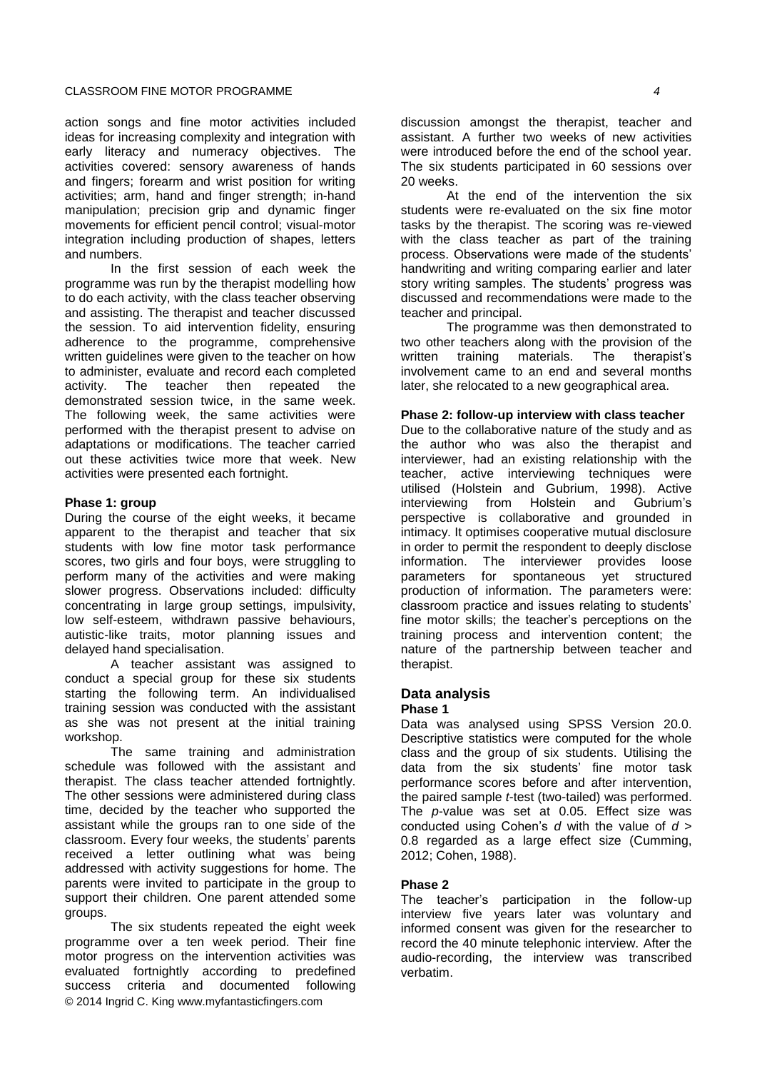action songs and fine motor activities included ideas for increasing complexity and integration with early literacy and numeracy objectives. The activities covered: sensory awareness of hands and fingers; forearm and wrist position for writing activities; arm, hand and finger strength; in-hand manipulation; precision grip and dynamic finger movements for efficient pencil control; visual-motor integration including production of shapes, letters and numbers.

In the first session of each week the programme was run by the therapist modelling how to do each activity, with the class teacher observing and assisting. The therapist and teacher discussed the session. To aid intervention fidelity, ensuring adherence to the programme, comprehensive written guidelines were given to the teacher on how to administer, evaluate and record each completed activity. The teacher then repeated the demonstrated session twice, in the same week. The following week, the same activities were performed with the therapist present to advise on adaptations or modifications. The teacher carried out these activities twice more that week. New activities were presented each fortnight.

**Phase 1: group**

During the course of the eight weeks, it became apparent to the therapist and teacher that six students with low fine motor task performance scores, two girls and four boys, were struggling to perform many of the activities and were making slower progress. Observations included: difficulty concentrating in large group settings, impulsivity, low self-esteem, withdrawn passive behaviours, autistic-like traits, motor planning issues and delayed hand specialisation.

A teacher assistant was assigned to conduct a special group for these six students starting the following term. An individualised training session was conducted with the assistant as she was not present at the initial training workshop.

The same training and administration schedule was followed with the assistant and therapist. The class teacher attended fortnightly. The other sessions were administered during class time, decided by the teacher who supported the assistant while the groups ran to one side of the classroom. Every four weeks, the students' parents received a letter outlining what was being addressed with activity suggestions for home. The parents were invited to participate in the group to support their children. One parent attended some groups.

The six students repeated the eight week programme over a ten week period. Their fine motor progress on the intervention activities was evaluated fortnightly according to predefined success criteria and documented following discussion amongst the therapist, teacher and assistant. A further two weeks of new activities were introduced before the end of the school year. The six students participated in 60 sessions over 20 weeks.

At the end of the intervention the six students were re-evaluated on the six fine motor tasks by the therapist. The scoring was re-viewed with the class teacher as part of the training process. Observations were made of the students' handwriting and writing comparing earlier and later story writing samples. The students' progress was discussed and recommendations were made to the teacher and principal.

The programme was then demonstrated to two other teachers along with the provision of the written training materials. The therapist's involvement came to an end and several months later, she relocated to a new geographical area.

**Phase 2: follow-up interview with class teacher**

Due to the collaborative nature of the study and as the author who was also the therapist and interviewer, had an existing relationship with the teacher, active interviewing techniques were utilised (Holstein and Gubrium, 1998). Active interviewing from Holstein and Gubrium's perspective is collaborative and grounded in intimacy. It optimises cooperative mutual disclosure in order to permit the respondent to deeply disclose information. The interviewer provides loose parameters for spontaneous yet structured production of information. The parameters were: classroom practice and issues relating to students' fine motor skills; the teacher's perceptions on the training process and intervention content; the nature of the partnership between teacher and therapist.

## Data analysis

**Phase 1**

Data was analysed using SPSS Version 20.0. Descriptive statistics were computed for the whole class and the group of six students. Utilising the data from the six students' fine motor task performance scores before and after intervention, the paired sample *t*-test (two-tailed) was performed. The *p*-value was set at 0.05. Effect size was conducted using Cohen's $d$ with the value of $d > 0.8$ regarded as a large effect size (Cumming, 2012; Cohen, 1988).

**Phase 2**

The teacher's participation in the follow-up interview five years later was voluntary and informed consent was given for the researcher to record the 40 minute telephonic interview. After the audio-recording, the interview was transcribed verbatim.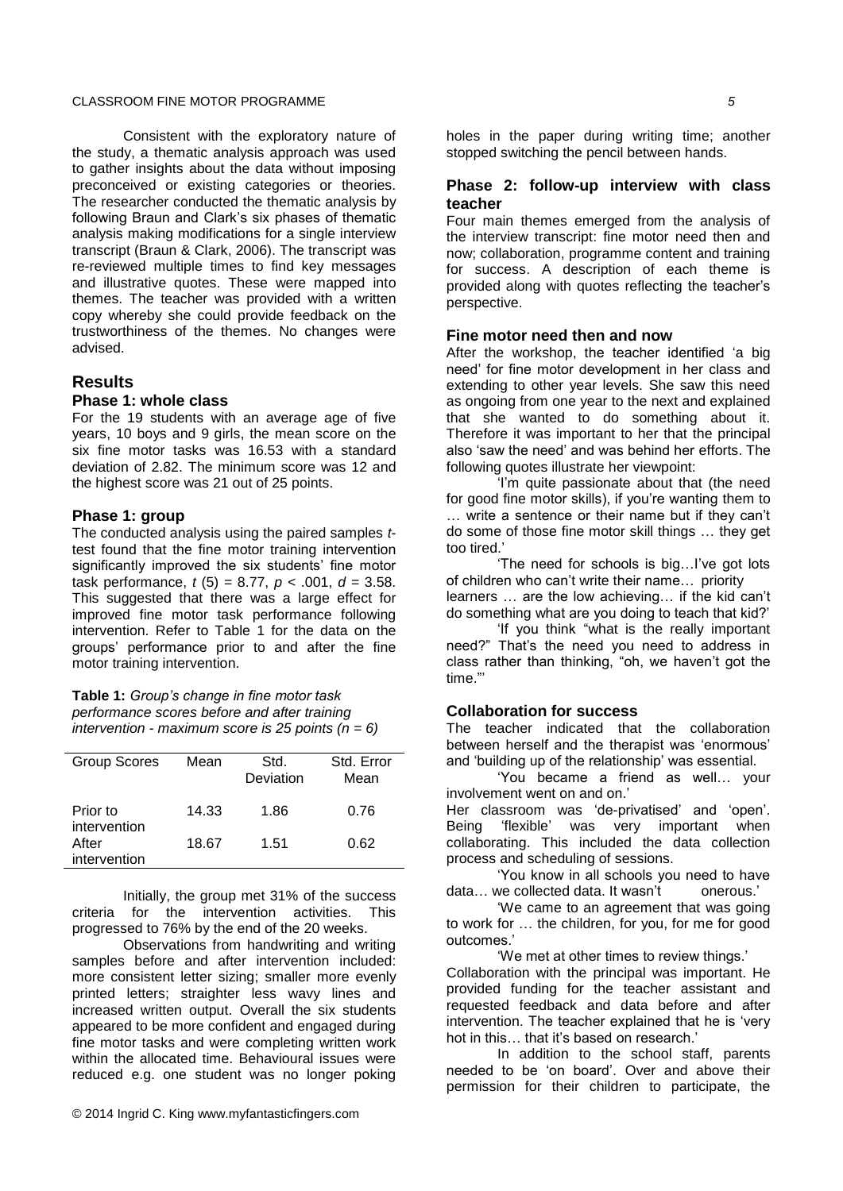Consistent with the exploratory nature of the study, a thematic analysis approach was used to gather insights about the data without imposing preconceived or existing categories or theories. The researcher conducted the thematic analysis by following Braun and Clark's six phases of thematic analysis making modifications for a single interview transcript (Braun & Clark, 2006). The transcript was re-reviewed multiple times to find key messages and illustrative quotes. These were mapped into themes. The teacher was provided with a written copy whereby she could provide feedback on the trustworthiness of the themes. No changes were advised.

## Results

### Phase 1: whole class

For the 19 students with an average age of five years, 10 boys and 9 girls, the mean score on the six fine motor tasks was 16.53 with a standard deviation of 2.82. The minimum score was 12 and the highest score was 21 out of 25 points.

### Phase 1: group

The conducted analysis using the paired samples *t*-test found that the fine motor training intervention significantly improved the six students' fine motor task performance, $t$ (5) = 8.77, $p$ < .001, $d$ = 3.58. This suggested that there was a large effect for improved fine motor task performance following intervention. Refer to Table 1 for the data on the groups' performance prior to and after the fine motor training intervention.

**Table 1:** *Group's change in fine motor task performance scores before and after training intervention - maximum score is 25 points (n = 6)*

| Group Scores | Mean | Std. Deviation | Std. Error Mean |
|---|---|---|---|
| Prior to intervention | 14.33 | 1.86 | 0.76 |
| After intervention | 18.67 | 1.51 | 0.62 |

Initially, the group met 31% of the success criteria for the intervention activities. This progressed to 76% by the end of the 20 weeks.

Observations from handwriting and writing samples before and after intervention included: more consistent letter sizing; smaller more evenly printed letters; straighter less wavy lines and increased written output. Overall the six students appeared to be more confident and engaged during fine motor tasks and were completing written work within the allocated time. Behavioural issues were reduced e.g. one student was no longer poking holes in the paper during writing time; another stopped switching the pencil between hands.

### Phase 2: follow-up interview with class teacher

Four main themes emerged from the analysis of the interview transcript: fine motor need then and now; collaboration, programme content and training for success. A description of each theme is provided along with quotes reflecting the teacher's perspective.

### Fine motor need then and now

After the workshop, the teacher identified 'a big need' for fine motor development in her class and extending to other year levels. She saw this need as ongoing from one year to the next and explained that she wanted to do something about it. Therefore it was important to her that the principal also 'saw the need' and was behind her efforts. The following quotes illustrate her viewpoint:

'I'm quite passionate about that (the need for good fine motor skills), if you're wanting them to … write a sentence or their name but if they can't do some of those fine motor skill things … they get too tired.'

'The need for schools is big…I've got lots of children who can't write their name… priority learners … are the low achieving… if the kid can't do something what are you doing to teach that kid?'

'If you think "what is the really important need?" That's the need you need to address in class rather than thinking, "oh, we haven't got the time."'

### Collaboration for success

The teacher indicated that the collaboration between herself and the therapist was 'enormous' and 'building up of the relationship' was essential.

'You became a friend as well… your involvement went on and on.'

Her classroom was 'de-privatised' and 'open'. Being 'flexible' was very important when collaborating. This included the data collection process and scheduling of sessions.

'You know in all schools you need to have data… we collected data. It wasn't onerous.'

'We came to an agreement that was going to work for … the children, for you, for me for good outcomes.'

'We met at other times to review things.'

Collaboration with the principal was important. He provided funding for the teacher assistant and requested feedback and data before and after intervention. The teacher explained that he is 'very hot in this… that it's based on research.'

In addition to the school staff, parents needed to be 'on board'. Over and above their permission for their children to participate, the

© 2014 Ingrid C. King www.myfantasticfingers.com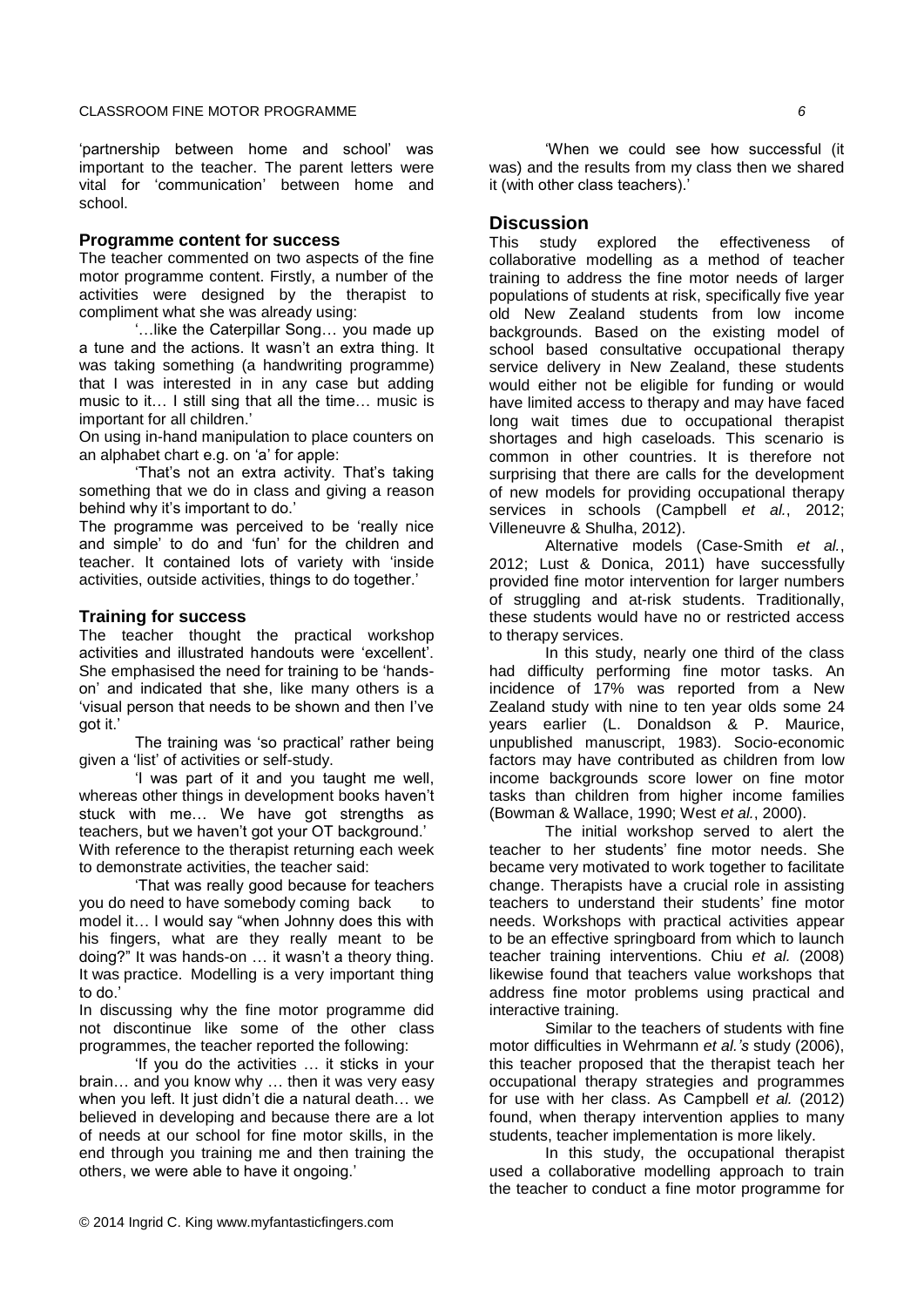'partnership between home and school' was important to the teacher. The parent letters were vital for 'communication' between home and school.

### Programme content for success

The teacher commented on two aspects of the fine motor programme content. Firstly, a number of the activities were designed by the therapist to compliment what she was already using:

'…like the Caterpillar Song… you made up a tune and the actions. It wasn't an extra thing. It was taking something (a handwriting programme) that I was interested in in any case but adding music to it… I still sing that all the time… music is important for all children.'

On using in-hand manipulation to place counters on an alphabet chart e.g. on 'a' for apple:

'That's not an extra activity. That's taking something that we do in class and giving a reason behind why it's important to do.'

The programme was perceived to be 'really nice and simple' to do and 'fun' for the children and teacher. It contained lots of variety with 'inside activities, outside activities, things to do together.'

### Training for success

The teacher thought the practical workshop activities and illustrated handouts were 'excellent'. She emphasised the need for training to be 'hands-on' and indicated that she, like many others is a 'visual person that needs to be shown and then I've got it.'

The training was 'so practical' rather being given a 'list' of activities or self-study.

'I was part of it and you taught me well, whereas other things in development books haven't stuck with me… We have got strengths as teachers, but we haven't got your OT background.'

With reference to the therapist returning each week to demonstrate activities, the teacher said:

'That was really good because for teachers you do need to have somebody coming back to model it… I would say "when Johnny does this with his fingers, what are they really meant to be doing?" It was hands-on … it wasn't a theory thing. It was practice. Modelling is a very important thing to do.'

In discussing why the fine motor programme did not discontinue like some of the other class programmes, the teacher reported the following:

'If you do the activities … it sticks in your brain… and you know why … then it was very easy when you left. It just didn't die a natural death… we believed in developing and because there are a lot of needs at our school for fine motor skills, in the end through you training me and then training the others, we were able to have it ongoing.'

'When we could see how successful (it was) and the results from my class then we shared it (with other class teachers).'

## Discussion

This study explored the effectiveness of collaborative modelling as a method of teacher training to address the fine motor needs of larger populations of students at risk, specifically five year old New Zealand students from low income backgrounds. Based on the existing model of school based consultative occupational therapy service delivery in New Zealand, these students would either not be eligible for funding or would have limited access to therapy and may have faced long wait times due to occupational therapist shortages and high caseloads. This scenario is common in other countries. It is therefore not surprising that there are calls for the development of new models for providing occupational therapy services in schools (Campbell *et al.*, 2012; Villeneuvre & Shulha, 2012).

Alternative models (Case-Smith *et al.*, 2012; Lust & Donica, 2011) have successfully provided fine motor intervention for larger numbers of struggling and at-risk students. Traditionally, these students would have no or restricted access to therapy services.

In this study, nearly one third of the class had difficulty performing fine motor tasks. An incidence of 17% was reported from a New Zealand study with nine to ten year olds some 24 years earlier (L. Donaldson & P. Maurice, unpublished manuscript, 1983). Socio-economic factors may have contributed as children from low income backgrounds score lower on fine motor tasks than children from higher income families (Bowman & Wallace, 1990; West *et al.*, 2000).

The initial workshop served to alert the teacher to her students' fine motor needs. She became very motivated to work together to facilitate change. Therapists have a crucial role in assisting teachers to understand their students' fine motor needs. Workshops with practical activities appear to be an effective springboard from which to launch teacher training interventions. Chiu *et al.* (2008) likewise found that teachers value workshops that address fine motor problems using practical and interactive training.

Similar to the teachers of students with fine motor difficulties in Wehrmann *et al.'s* study (2006), this teacher proposed that the therapist teach her occupational therapy strategies and programmes for use with her class. As Campbell *et al.* (2012) found, when therapy intervention applies to many students, teacher implementation is more likely.

In this study, the occupational therapist used a collaborative modelling approach to train the teacher to conduct a fine motor programme for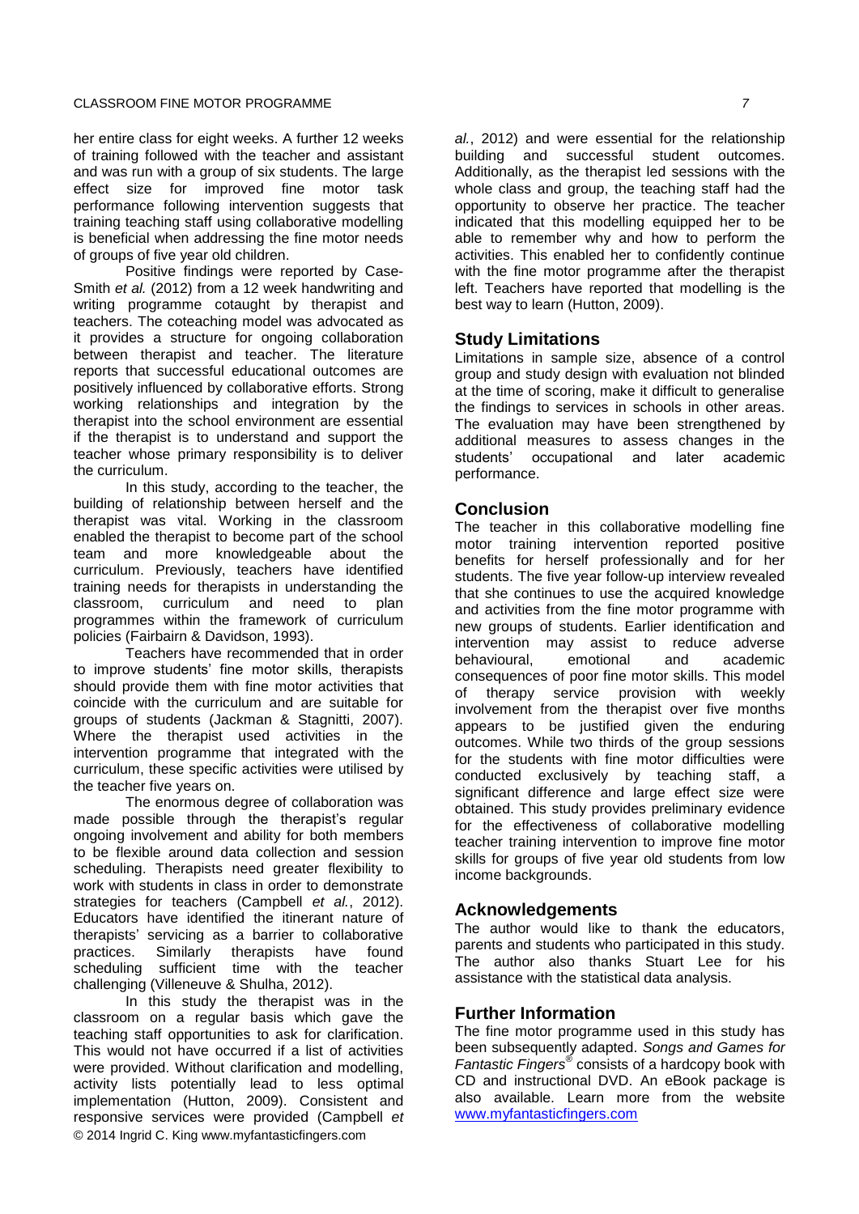her entire class for eight weeks. A further 12 weeks of training followed with the teacher and assistant and was run with a group of six students. The large effect size for improved fine motor task performance following intervention suggests that training teaching staff using collaborative modelling is beneficial when addressing the fine motor needs of groups of five year old children.

Positive findings were reported by Case-Smith *et al.* (2012) from a 12 week handwriting and writing programme cotaught by therapist and teachers. The coteaching model was advocated as it provides a structure for ongoing collaboration between therapist and teacher. The literature reports that successful educational outcomes are positively influenced by collaborative efforts. Strong working relationships and integration by the therapist into the school environment are essential if the therapist is to understand and support the teacher whose primary responsibility is to deliver the curriculum.

In this study, according to the teacher, the building of relationship between herself and the therapist was vital. Working in the classroom enabled the therapist to become part of the school team and more knowledgeable about the curriculum. Previously, teachers have identified training needs for therapists in understanding the classroom, curriculum and need to plan programmes within the framework of curriculum policies (Fairbairn & Davidson, 1993).

Teachers have recommended that in order to improve students' fine motor skills, therapists should provide them with fine motor activities that coincide with the curriculum and are suitable for groups of students (Jackman & Stagnitti, 2007). Where the therapist used activities in the intervention programme that integrated with the curriculum, these specific activities were utilised by the teacher five years on.

The enormous degree of collaboration was made possible through the therapist's regular ongoing involvement and ability for both members to be flexible around data collection and session scheduling. Therapists need greater flexibility to work with students in class in order to demonstrate strategies for teachers (Campbell *et al.*, 2012). Educators have identified the itinerant nature of therapists' servicing as a barrier to collaborative practices. Similarly therapists have found scheduling sufficient time with the teacher challenging (Villeneuve & Shulha, 2012).

In this study the therapist was in the classroom on a regular basis which gave the teaching staff opportunities to ask for clarification. This would not have occurred if a list of activities were provided. Without clarification and modelling, activity lists potentially lead to less optimal implementation (Hutton, 2009). Consistent and responsive services were provided (Campbell *et al.*, 2012) and were essential for the relationship building and successful student outcomes. Additionally, as the therapist led sessions with the whole class and group, the teaching staff had the opportunity to observe her practice. The teacher indicated that this modelling equipped her to be able to remember why and how to perform the activities. This enabled her to confidently continue with the fine motor programme after the therapist left. Teachers have reported that modelling is the best way to learn (Hutton, 2009).

## Study Limitations

Limitations in sample size, absence of a control group and study design with evaluation not blinded at the time of scoring, make it difficult to generalise the findings to services in schools in other areas. The evaluation may have been strengthened by additional measures to assess changes in the students' occupational and later academic performance.

## Conclusion

The teacher in this collaborative modelling fine motor training intervention reported positive benefits for herself professionally and for her students. The five year follow-up interview revealed that she continues to use the acquired knowledge and activities from the fine motor programme with new groups of students. Earlier identification and intervention may assist to reduce adverse behavioural, emotional and academic consequences of poor fine motor skills. This model of therapy service provision with weekly involvement from the therapist over five months appears to be justified given the enduring outcomes. While two thirds of the group sessions for the students with fine motor difficulties were conducted exclusively by teaching staff, a significant difference and large effect size were obtained. This study provides preliminary evidence for the effectiveness of collaborative modelling teacher training intervention to improve fine motor skills for groups of five year old students from low income backgrounds.

## Acknowledgements

The author would like to thank the educators, parents and students who participated in this study. The author also thanks Stuart Lee for his assistance with the statistical data analysis.

## Further Information

The fine motor programme used in this study has been subsequently adapted. *Songs and Games for Fantastic Fingers®* consists of a hardcopy book with CD and instructional DVD. An eBook package is also available. Learn more from the website [www.myfantasticfingers.com](http://www.myfantasticfingers.com)

© 2014 Ingrid C. King www.myfantasticfingers.com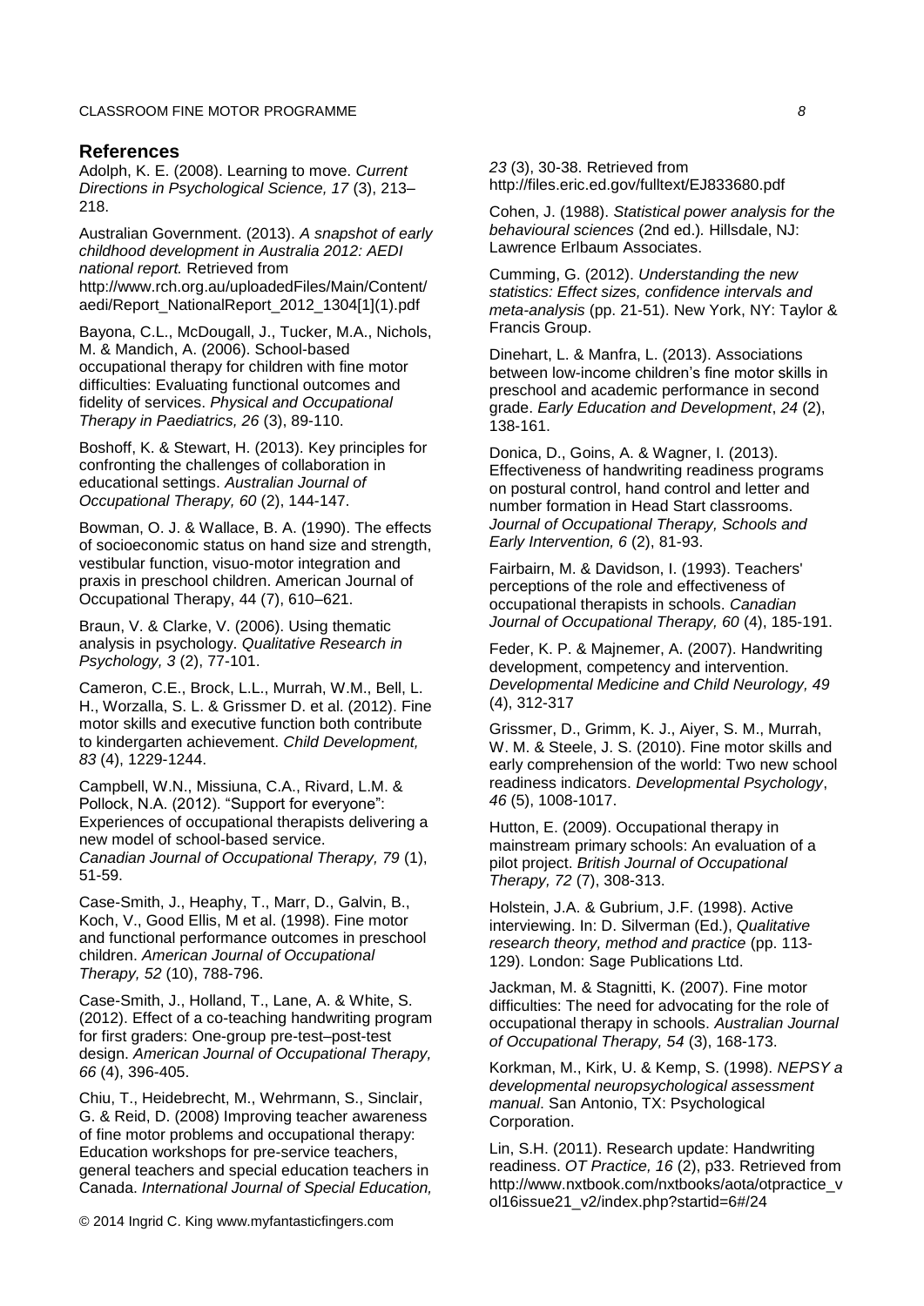## References

Adolph, K. E. (2008). Learning to move. *Current Directions in Psychological Science, 17* (3), 213–218.

Australian Government. (2013). *A snapshot of early childhood development in Australia 2012: AEDI national report.* Retrieved from http://www.rch.org.au/uploadedFiles/Main/Content/aedi/Report_NationalReport_2012_1304[1](1).pdf

Bayona, C.L., McDougall, J., Tucker, M.A., Nichols, M. & Mandich, A. (2006). School-based occupational therapy for children with fine motor difficulties: Evaluating functional outcomes and fidelity of services. *Physical and Occupational Therapy in Paediatrics, 26* (3), 89-110.

Boshoff, K. & Stewart, H. (2013). Key principles for confronting the challenges of collaboration in educational settings. *Australian Journal of Occupational Therapy, 60* (2), 144-147.

Bowman, O. J. & Wallace, B. A. (1990). The effects of socioeconomic status on hand size and strength, vestibular function, visuo-motor integration and praxis in preschool children. American Journal of Occupational Therapy, 44 (7), 610–621.

Braun, V. & Clarke, V. (2006). Using thematic analysis in psychology. *Qualitative Research in Psychology, 3* (2), 77-101.

Cameron, C.E., Brock, L.L., Murrah, W.M., Bell, L. H., Worzalla, S. L. & Grissmer D. et al. (2012). Fine motor skills and executive function both contribute to kindergarten achievement. *Child Development, 83* (4), 1229-1244.

Campbell, W.N., Missiuna, C.A., Rivard, L.M. & Pollock, N.A. (2012). "Support for everyone": Experiences of occupational therapists delivering a new model of school-based service. *Canadian Journal of Occupational Therapy, 79* (1), 51-59.

Case-Smith, J., Heaphy, T., Marr, D., Galvin, B., Koch, V., Good Ellis, M et al. (1998). Fine motor and functional performance outcomes in preschool children. *American Journal of Occupational Therapy, 52* (10), 788-796.

Case-Smith, J., Holland, T., Lane, A. & White, S. (2012). Effect of a co-teaching handwriting program for first graders: One-group pre-test–post-test design. *American Journal of Occupational Therapy, 66* (4), 396-405.

Chiu, T., Heidebrecht, M., Wehrmann, S., Sinclair, G. & Reid, D. (2008) Improving teacher awareness of fine motor problems and occupational therapy: Education workshops for pre-service teachers, general teachers and special education teachers in Canada. *International Journal of Special Education, 23* (3), 30-38. Retrieved from http://files.eric.ed.gov/fulltext/EJ833680.pdf

Cohen, J. (1988). *Statistical power analysis for the behavioural sciences* (2nd ed.). Hillsdale, NJ: Lawrence Erlbaum Associates.

Cumming, G. (2012). *Understanding the new statistics: Effect sizes, confidence intervals and meta-analysis* (pp. 21-51). New York, NY: Taylor & Francis Group.

Dinehart, L. & Manfra, L. (2013). Associations between low-income children's fine motor skills in preschool and academic performance in second grade. *Early Education and Development*, *24* (2), 138-161.

Donica, D., Goins, A. & Wagner, I. (2013). Effectiveness of handwriting readiness programs on postural control, hand control and letter and number formation in Head Start classrooms. *Journal of Occupational Therapy, Schools and Early Intervention, 6* (2), 81-93.

Fairbairn, M. & Davidson, I. (1993). Teachers' perceptions of the role and effectiveness of occupational therapists in schools. *Canadian Journal of Occupational Therapy, 60* (4), 185-191.

Feder, K. P. & Majnemer, A. (2007). Handwriting development, competency and intervention. *Developmental Medicine and Child Neurology, 49* (4), 312-317

Grissmer, D., Grimm, K. J., Aiyer, S. M., Murrah, W. M. & Steele, J. S. (2010). Fine motor skills and early comprehension of the world: Two new school readiness indicators. *Developmental Psychology*, *46* (5), 1008-1017.

Hutton, E. (2009). Occupational therapy in mainstream primary schools: An evaluation of a pilot project. *British Journal of Occupational Therapy, 72* (7), 308-313.

Holstein, J.A. & Gubrium, J.F. (1998). Active interviewing. In: D. Silverman (Ed.), *Qualitative research theory, method and practice* (pp. 113-129). London: Sage Publications Ltd.

Jackman, M. & Stagnitti, K. (2007). Fine motor difficulties: The need for advocating for the role of occupational therapy in schools. *Australian Journal of Occupational Therapy, 54* (3), 168-173.

Korkman, M., Kirk, U. & Kemp, S. (1998). *NEPSY a developmental neuropsychological assessment manual*. San Antonio, TX: Psychological Corporation.

Lin, S.H. (2011). Research update: Handwriting readiness. *OT Practice, 16* (2), p33. Retrieved from http://www.nxtbook.com/nxtbooks/aota/otpractice_vol16issue21_v2/index.php?startid=6#/24

© 2014 Ingrid C. King www.myfantasticfingers.com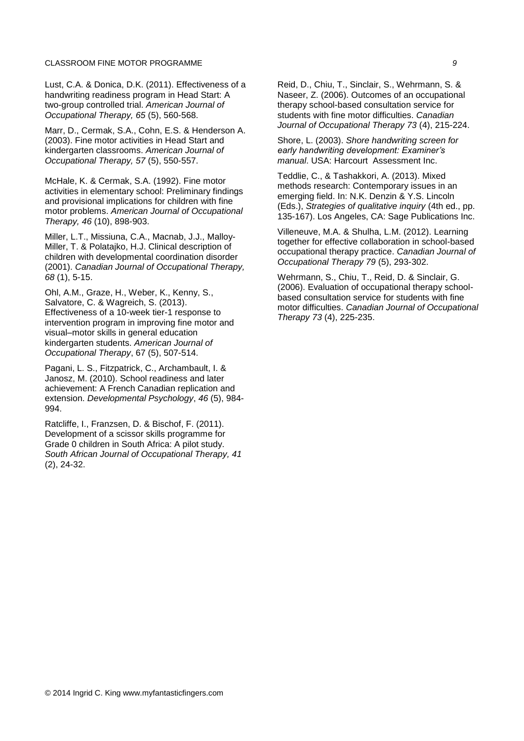Lust, C.A. & Donica, D.K. (2011). Effectiveness of a handwriting readiness program in Head Start: A two-group controlled trial. *American Journal of Occupational Therapy, 65* (5), 560-568.

Marr, D., Cermak, S.A., Cohn, E.S. & Henderson A. (2003). Fine motor activities in Head Start and kindergarten classrooms. *American Journal of Occupational Therapy, 57* (5), 550-557.

McHale, K. & Cermak, S.A. (1992). Fine motor activities in elementary school: Preliminary findings and provisional implications for children with fine motor problems. *American Journal of Occupational Therapy, 46* (10), 898-903.

Miller, L.T., Missiuna, C.A., Macnab, J.J., Malloy-Miller, T. & Polatajko, H.J. Clinical description of children with developmental coordination disorder (2001). *Canadian Journal of Occupational Therapy, 68* (1), 5-15.

Ohl, A.M., Graze, H., Weber, K., Kenny, S., Salvatore, C. & Wagreich, S. (2013). Effectiveness of a 10-week tier-1 response to intervention program in improving fine motor and visual–motor skills in general education kindergarten students. *American Journal of Occupational Therapy*, 67 (5), 507-514.

Pagani, L. S., Fitzpatrick, C., Archambault, I. & Janosz, M. (2010). School readiness and later achievement: A French Canadian replication and extension. *Developmental Psychology*, *46* (5), 984-994.

Ratcliffe, I., Franzsen, D. & Bischof, F. (2011). Development of a scissor skills programme for Grade 0 children in South Africa: A pilot study. *South African Journal of Occupational Therapy, 41* (2), 24-32.

Reid, D., Chiu, T., Sinclair, S., Wehrmann, S. & Naseer, Z. (2006). Outcomes of an occupational therapy school-based consultation service for students with fine motor difficulties. *Canadian Journal of Occupational Therapy 73* (4), 215-224.

Shore, L. (2003). *Shore handwriting screen for early handwriting development: Examiner's manual*. USA: Harcourt Assessment Inc.

Teddlie, C., & Tashakkori, A. (2013). Mixed methods research: Contemporary issues in an emerging field. In: N.K. Denzin & Y.S. Lincoln (Eds.), *Strategies of qualitative inquiry* (4th ed., pp. 135-167). Los Angeles, CA: Sage Publications Inc.

Villeneuve, M.A. & Shulha, L.M. (2012). Learning together for effective collaboration in school-based occupational therapy practice. *Canadian Journal of Occupational Therapy 79* (5), 293-302.

Wehrmann, S., Chiu, T., Reid, D. & Sinclair, G. (2006). Evaluation of occupational therapy school-based consultation service for students with fine motor difficulties. *Canadian Journal of Occupational Therapy 73* (4), 225-235.